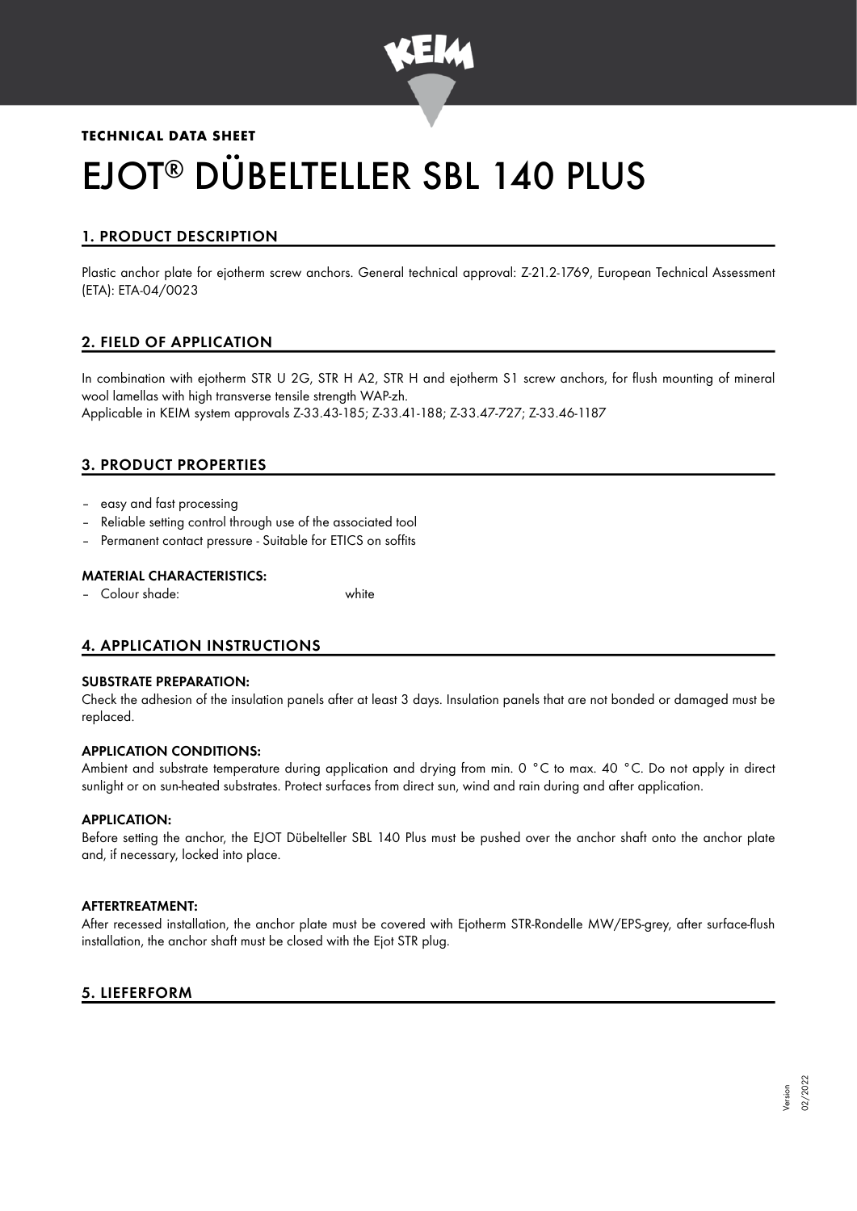**TECHNICAL DATA SHEET**

# EJOT® DÜBELTELLER SBL 140 PLUS

## 1. PRODUCT DESCRIPTION

Plastic anchor plate for ejotherm screw anchors. General technical approval: Z-21.2-1769, European Technical Assessment (ETA): ETA-04/0023

## 2. FIELD OF APPLICATION

In combination with ejotherm STR U 2G, STR H A2, STR H and ejotherm S1 screw anchors, for flush mounting of mineral wool lamellas with high transverse tensile strength WAP-zh.
Applicable in KEIM system approvals Z-33.43-185; Z-33.41-188; Z-33.47-727; Z-33.46-1187

## 3. PRODUCT PROPERTIES

- easy and fast processing
- Reliable setting control through use of the associated tool
- Permanent contact pressure - Suitable for ETICS on soffits

### MATERIAL CHARACTERISTICS:

- Colour shade: white

## 4. APPLICATION INSTRUCTIONS

### SUBSTRATE PREPARATION:

Check the adhesion of the insulation panels after at least 3 days. Insulation panels that are not bonded or damaged must be replaced.

### APPLICATION CONDITIONS:

Ambient and substrate temperature during application and drying from min. 0 °C to max. 40 °C. Do not apply in direct sunlight or on sun-heated substrates. Protect surfaces from direct sun, wind and rain during and after application.

### APPLICATION:

Before setting the anchor, the EJOT Dübelteller SBL 140 Plus must be pushed over the anchor shaft onto the anchor plate and, if necessary, locked into place.

### AFTERTREATMENT:

After recessed installation, the anchor plate must be covered with Ejotherm STR-Rondelle MW/EPS-grey, after surface-flush installation, the anchor shaft must be closed with the Ejot STR plug.

## 5. LIEFERFORM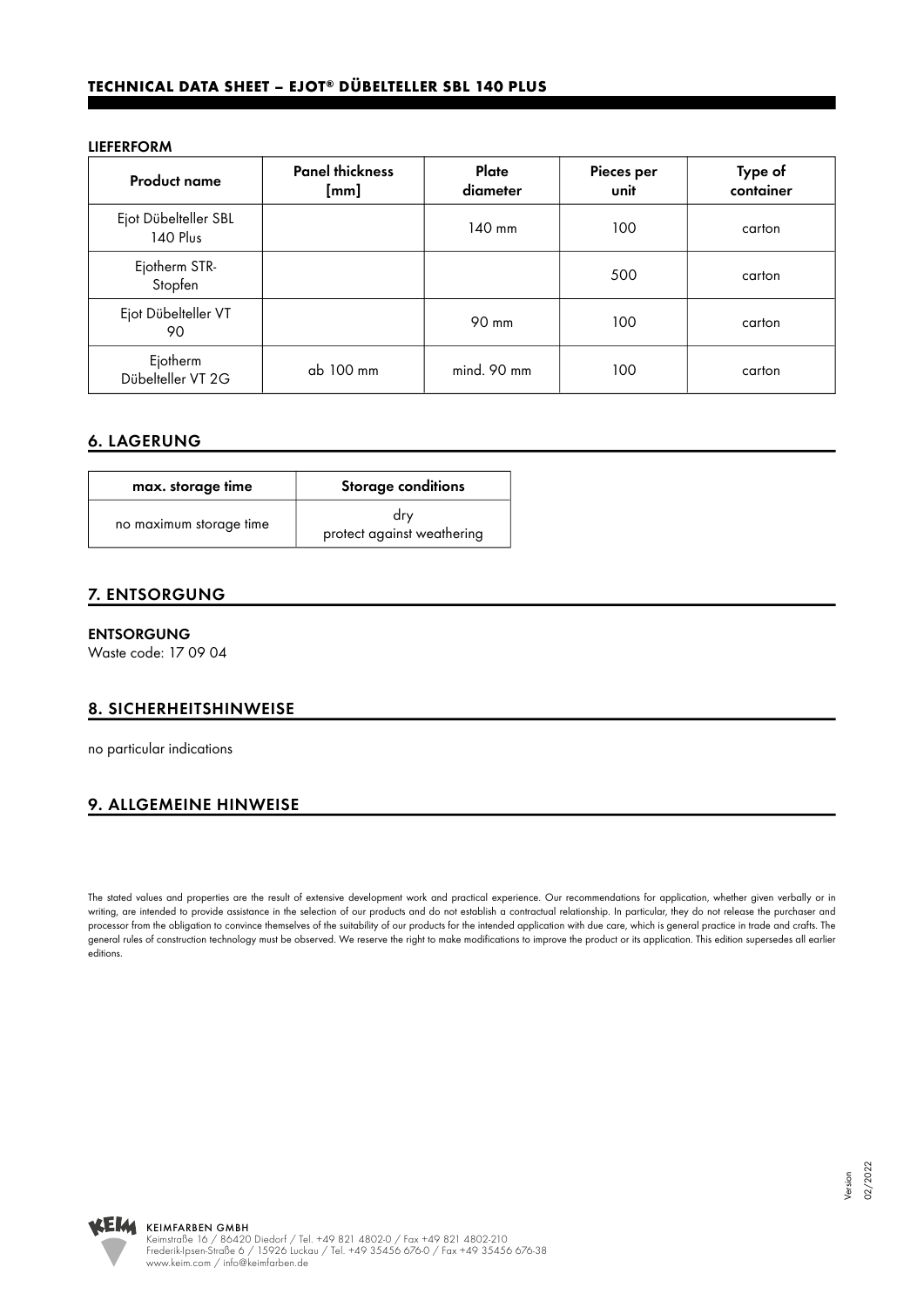### LIEFERFORM

| Product name | Panel thickness [mm] | Plate diameter | Pieces per unit | Type of container |
| --- | --- | --- | --- | --- |
| Ejot Dübelteller SBL 140 Plus | | 140 mm | 100 | carton |
| Ejotherm STR-Stopfen | | | 500 | carton |
| Ejot Dübelteller VT 90 | | 90 mm | 100 | carton |
| Ejotherm Dübelteller VT 2G | ab 100 mm | mind. 90 mm | 100 | carton |

## 6. LAGERUNG

| max. storage time | Storage conditions |
| --- | --- |
| no maximum storage time | dry<br>protect against weathering |

## 7. ENTSORGUNG

### ENTSORGUNG

Waste code: 17 09 04

## 8. SICHERHEITSHINWEISE

no particular indications

## 9. ALLGEMEINE HINWEISE

The stated values and properties are the result of extensive development work and practical experience. Our recommendations for application, whether given verbally or in writing, are intended to provide assistance in the selection of our products and do not establish a contractual relationship. In particular, they do not release the purchaser and processor from the obligation to convince themselves of the suitability of our products for the intended application with due care, which is general practice in trade and crafts. The general rules of construction technology must be observed. We reserve the right to make modifications to improve the product or its application. This edition supersedes all earlier editions.

Version 02/2022

KEIMFARBEN GMBH
Keimstraße 16 / 86420 Diedorf / Tel. +49 821 4802-0 / Fax +49 821 4802-210
Frederik-Ipsen-Straße 6 / 15926 Luckau / Tel. +49 35456 676-0 / Fax +49 35456 676-38
www.keim.com / info@keimfarben.de